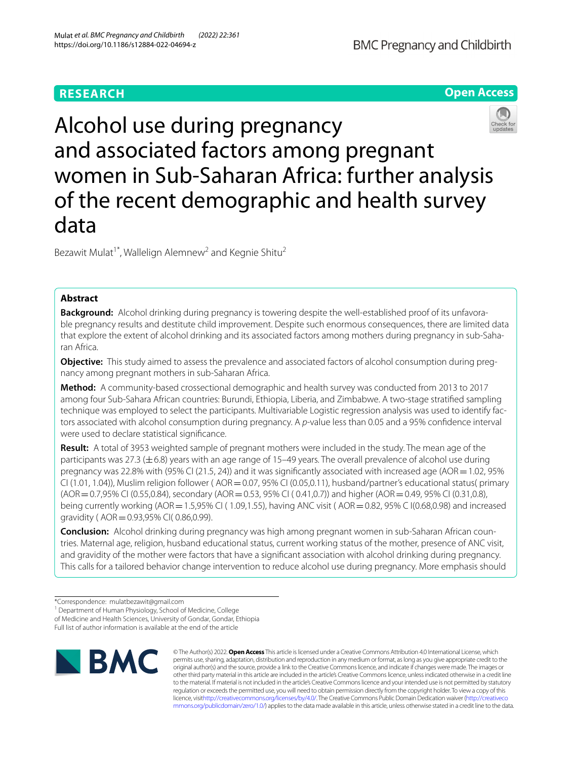RESEARCH

Open Access

# Alcohol use during pregnancy and associated factors among pregnant women in Sub-Saharan Africa: further analysis of the recent demographic and health survey data

Bezawit Mulat[1*], Walleligh Alemnew[2] and Kegnie Shitu[2]

## Abstract

**Background:** Alcohol drinking during pregnancy is towering despite the well-established proof of its unfavorable pregnancy results and destitute child improvement. Despite such enormous consequences, there are limited data that explore the extent of alcohol drinking and its associated factors among mothers during pregnancy in sub-Saharan Africa.

**Objective:** This study aimed to assess the prevalence and associated factors of alcohol consumption during pregnancy among pregnant mothers in sub-Saharan Africa.

**Method:** A community-based crossectional demographic and health survey was conducted from 2013 to 2017 among four Sub-Sahara African countries: Burundi, Ethiopia, Liberia, and Zimbabwe. A two-stage stratified sampling technique was employed to select the participants. Multivariable Logistic regression analysis was used to identify factors associated with alcohol consumption during pregnancy. A *p*-value less than 0.05 and a 95% confidence interval were used to declare statistical significance.

**Result:** A total of 3953 weighted sample of pregnant mothers were included in the study. The mean age of the participants was 27.3 (±6.8) years with an age range of 15–49 years. The overall prevalence of alcohol use during pregnancy was 22.8% with (95% CI (21.5, 24)) and it was significantly associated with increased age (AOR = 1.02, 95% CI (1.01, 1.04)), Muslim religion follower ( AOR = 0.07, 95% CI (0.05,0.11), husband/partner's educational status( primary (AOR = 0.7,95% CI (0.55,0.84), secondary (AOR = 0.53, 95% CI ( 0.41,0.7)) and higher (AOR = 0.49, 95% CI (0.31,0.8), being currently working (AOR = 1.5,95% CI ( 1.09,1.55), having ANC visit ( AOR = 0.82, 95% C I(0.68,0.98) and increased gravidity ( AOR = 0.93,95% CI( 0.86,0.99).

**Conclusion:** Alcohol drinking during pregnancy was high among pregnant women in sub-Saharan African countries. Maternal age, religion, husband educational status, current working status of the mother, presence of ANC visit, and gravidity of the mother were factors that have a significant association with alcohol drinking during pregnancy. This calls for a tailored behavior change intervention to reduce alcohol use during pregnancy. More emphasis should

*Correspondence: mulatbezawit@gmail.com
[1] Department of Human Physiology, School of Medicine, College of Medicine and Health Sciences, University of Gondar, Gondar, Ethiopia
Full list of author information is available at the end of the article

© The Author(s) 2022. **Open Access** This article is licensed under a Creative Commons Attribution 4.0 International License, which permits use, sharing, adaptation, distribution and reproduction in any medium or format, as long as you give appropriate credit to the original author(s) and the source, provide a link to the Creative Commons licence, and indicate if changes were made. The images or other third party material in this article are included in the article's Creative Commons licence, unless indicated otherwise in a credit line to the material. If material is not included in the article's Creative Commons licence and your intended use is not permitted by statutory regulation or exceeds the permitted use, you will need to obtain permission directly from the copyright holder. To view a copy of this licence, visit http://creativecommons.org/licenses/by/4.0/. The Creative Commons Public Domain Dedication waiver (http://creativecommons.org/publicdomain/zero/1.0/) applies to the data made available in this article, unless otherwise stated in a credit line to the data.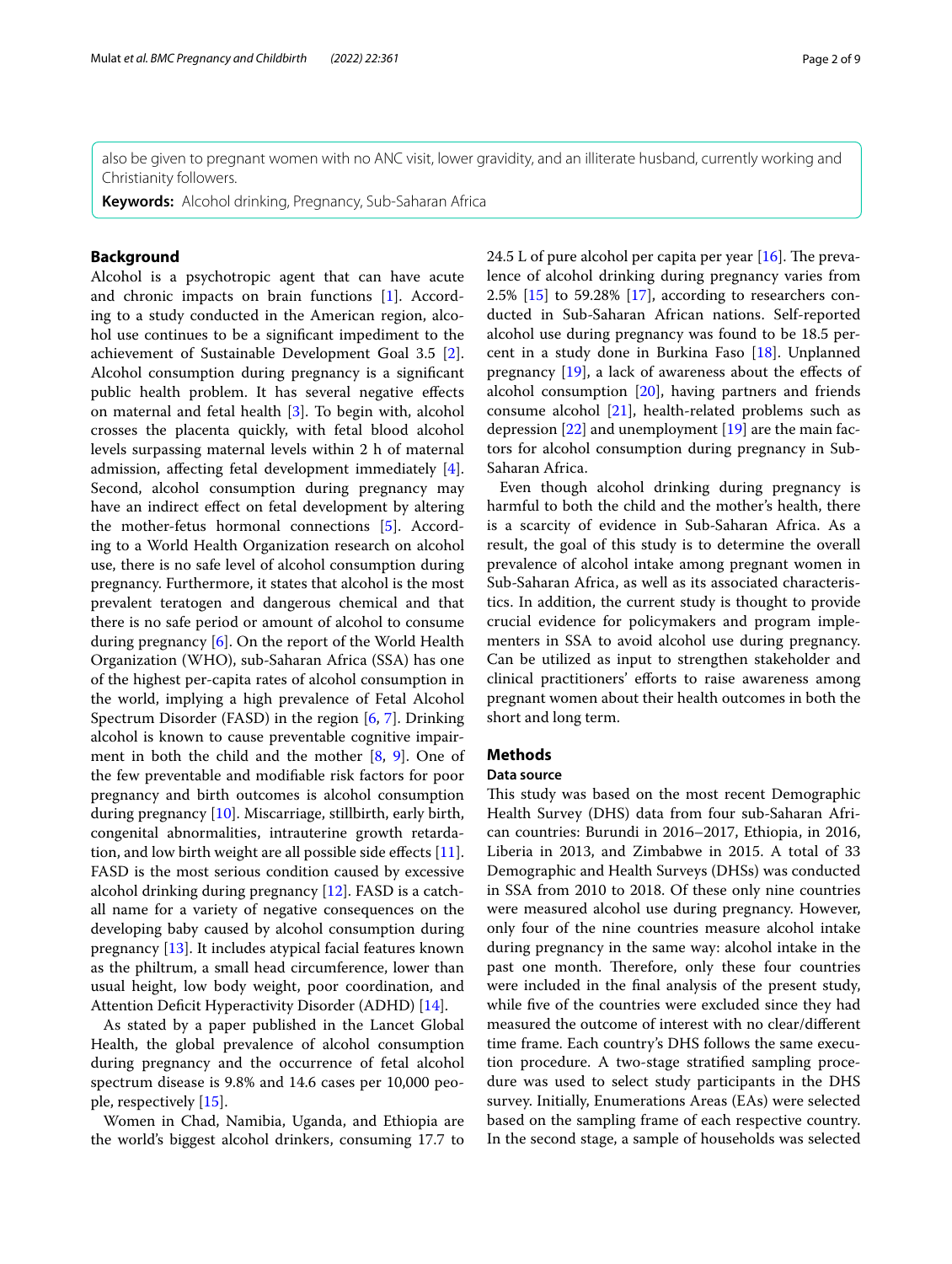also be given to pregnant women with no ANC visit, lower gravidity, and an illiterate husband, currently working and Christianity followers.

**Keywords:** Alcohol drinking, Pregnancy, Sub-Saharan Africa

## Background

Alcohol is a psychotropic agent that can have acute and chronic impacts on brain functions [1]. According to a study conducted in the American region, alcohol use continues to be a significant impediment to the achievement of Sustainable Development Goal 3.5 [2]. Alcohol consumption during pregnancy is a significant public health problem. It has several negative effects on maternal and fetal health [3]. To begin with, alcohol crosses the placenta quickly, with fetal blood alcohol levels surpassing maternal levels within 2 h of maternal admission, affecting fetal development immediately [4]. Second, alcohol consumption during pregnancy may have an indirect effect on fetal development by altering the mother-fetus hormonal connections [5]. According to a World Health Organization research on alcohol use, there is no safe level of alcohol consumption during pregnancy. Furthermore, it states that alcohol is the most prevalent teratogen and dangerous chemical and that there is no safe period or amount of alcohol to consume during pregnancy [6]. On the report of the World Health Organization (WHO), sub-Saharan Africa (SSA) has one of the highest per-capita rates of alcohol consumption in the world, implying a high prevalence of Fetal Alcohol Spectrum Disorder (FASD) in the region [6, 7]. Drinking alcohol is known to cause preventable cognitive impairment in both the child and the mother [8, 9]. One of the few preventable and modifiable risk factors for poor pregnancy and birth outcomes is alcohol consumption during pregnancy [10]. Miscarriage, stillbirth, early birth, congenital abnormalities, intrauterine growth retardation, and low birth weight are all possible side effects [11]. FASD is the most serious condition caused by excessive alcohol drinking during pregnancy [12]. FASD is a catch-all name for a variety of negative consequences on the developing baby caused by alcohol consumption during pregnancy [13]. It includes atypical facial features known as the philtrum, a small head circumference, lower than usual height, low body weight, poor coordination, and Attention Deficit Hyperactivity Disorder (ADHD) [14].

As stated by a paper published in the Lancet Global Health, the global prevalence of alcohol consumption during pregnancy and the occurrence of fetal alcohol spectrum disease is 9.8% and 14.6 cases per 10,000 people, respectively [15].

Women in Chad, Namibia, Uganda, and Ethiopia are the world's biggest alcohol drinkers, consuming 17.7 to 24.5 L of pure alcohol per capita per year [16]. The prevalence of alcohol drinking during pregnancy varies from 2.5% [15] to 59.28% [17], according to researchers conducted in Sub-Saharan African nations. Self-reported alcohol use during pregnancy was found to be 18.5 percent in a study done in Burkina Faso [18]. Unplanned pregnancy [19], a lack of awareness about the effects of alcohol consumption [20], having partners and friends consume alcohol [21], health-related problems such as depression [22] and unemployment [19] are the main factors for alcohol consumption during pregnancy in Sub-Saharan Africa.

Even though alcohol drinking during pregnancy is harmful to both the child and the mother's health, there is a scarcity of evidence in Sub-Saharan Africa. As a result, the goal of this study is to determine the overall prevalence of alcohol intake among pregnant women in Sub-Saharan Africa, as well as its associated characteristics. In addition, the current study is thought to provide crucial evidence for policymakers and program implementers in SSA to avoid alcohol use during pregnancy. Can be utilized as input to strengthen stakeholder and clinical practitioners' efforts to raise awareness among pregnant women about their health outcomes in both the short and long term.

## Methods

### Data source

This study was based on the most recent Demographic Health Survey (DHS) data from four sub-Saharan African countries: Burundi in 2016–2017, Ethiopia, in 2016, Liberia in 2013, and Zimbabwe in 2015. A total of 33 Demographic and Health Surveys (DHSs) was conducted in SSA from 2010 to 2018. Of these only nine countries were measured alcohol use during pregnancy. However, only four of the nine countries measure alcohol intake during pregnancy in the same way: alcohol intake in the past one month. Therefore, only these four countries were included in the final analysis of the present study, while five of the countries were excluded since they had measured the outcome of interest with no clear/different time frame. Each country's DHS follows the same execution procedure. A two-stage stratified sampling procedure was used to select study participants in the DHS survey. Initially, Enumerations Areas (EAs) were selected based on the sampling frame of each respective country. In the second stage, a sample of households was selected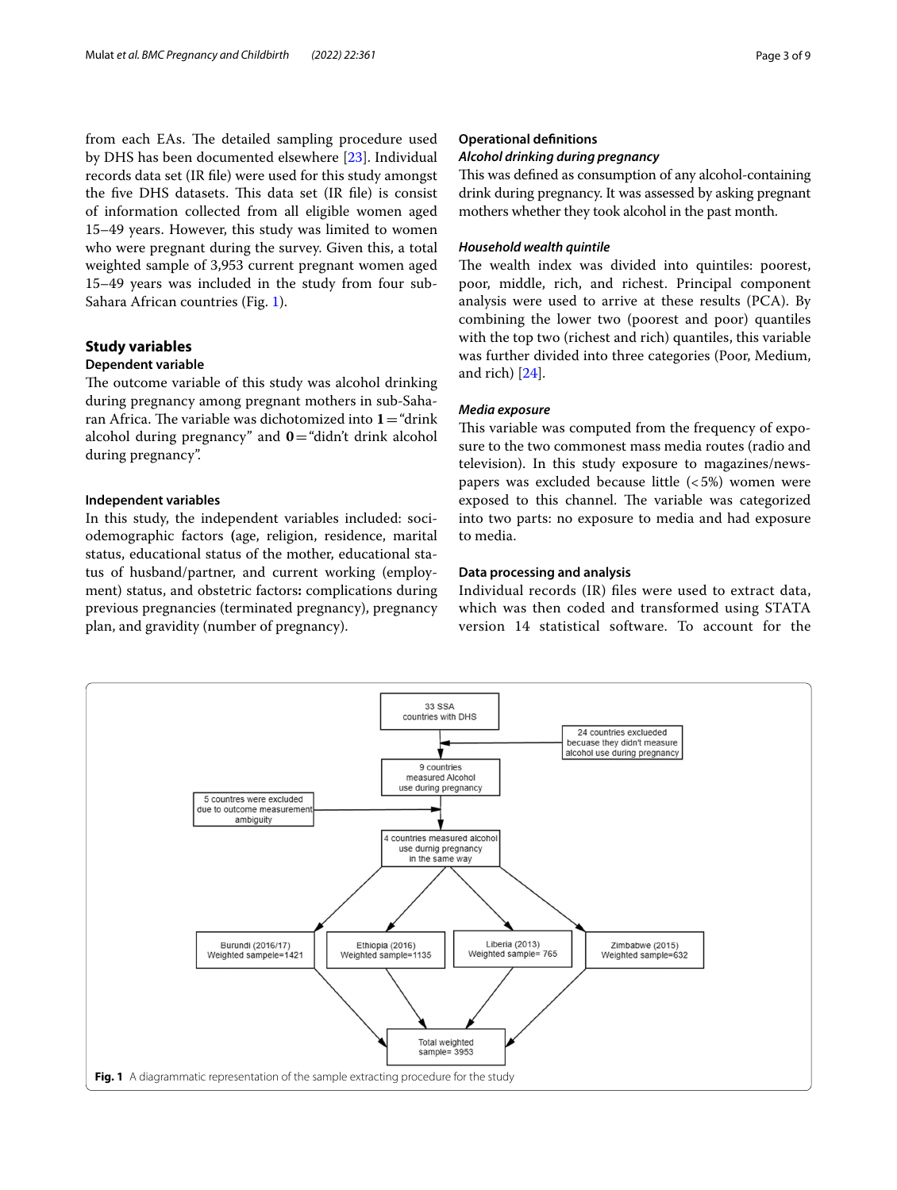from each EAs. The detailed sampling procedure used by DHS has been documented elsewhere [23]. Individual records data set (IR file) were used for this study amongst the five DHS datasets. This data set (IR file) is consist of information collected from all eligible women aged 15–49 years. However, this study was limited to women who were pregnant during the survey. Given this, a total weighted sample of 3,953 current pregnant women aged 15–49 years was included in the study from four sub-Sahara African countries (Fig. 1).

## Study variables

### Dependent variable

The outcome variable of this study was alcohol drinking during pregnancy among pregnant mothers in sub-Saharan Africa. The variable was dichotomized into **1**="drink alcohol during pregnancy" and **0**="didn't drink alcohol during pregnancy".

### Independent variables

In this study, the independent variables included: sociodemographic factors **(**age, religion, residence, marital status, educational status of the mother, educational status of husband/partner, and current working (employment) status, and obstetric factors**:** complications during previous pregnancies (terminated pregnancy), pregnancy plan, and gravidity (number of pregnancy).

### Operational definitions

#### *Alcohol drinking during pregnancy*

This was defined as consumption of any alcohol-containing drink during pregnancy. It was assessed by asking pregnant mothers whether they took alcohol in the past month.

#### *Household wealth quintile*

The wealth index was divided into quintiles: poorest, poor, middle, rich, and richest. Principal component analysis were used to arrive at these results (PCA). By combining the lower two (poorest and poor) quantiles with the top two (richest and rich) quantiles, this variable was further divided into three categories (Poor, Medium, and rich) [24].

#### *Media exposure*

This variable was computed from the frequency of exposure to the two commonest mass media routes (radio and television). In this study exposure to magazines/newspapers was excluded because little (<5%) women were exposed to this channel. The variable was categorized into two parts: no exposure to media and had exposure to media.

### Data processing and analysis

Individual records (IR) files were used to extract data, which was then coded and transformed using STATA version 14 statistical software. To account for the

33 SSA countries with DHS

24 countries exclueded becuase they didn't measure alcohol use during pregnancy

9 countries measured Alcohol use during pregnancy

5 countres were excluded due to outcome measurement ambiguity

4 countries measured alcohol use durnig pregnancy in the same way

Burundi (2016/17) Weighted sampele=1421

Ethiopia (2016) Weighted sample=1135

Liberia (2013) Weighted sample= 765

Zimbabwe (2015) Weighted sample=632

Total weighted sample= 3953

**Fig. 1** A diagrammatic representation of the sample extracting procedure for the study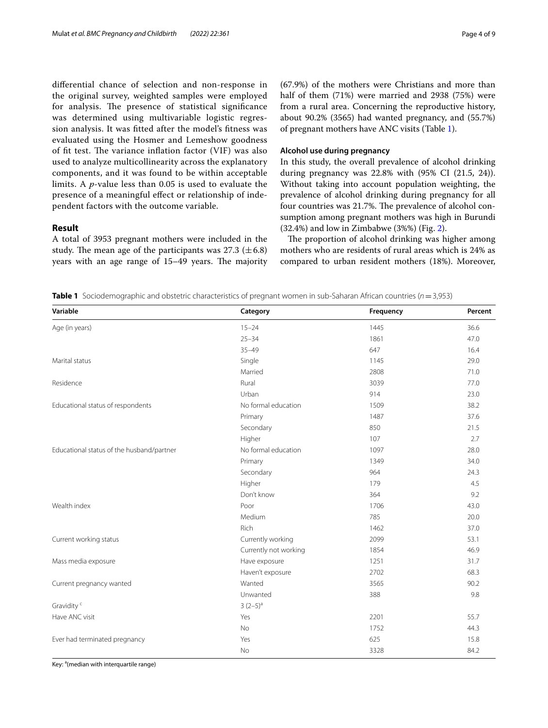differential chance of selection and non-response in the original survey, weighted samples were employed for analysis. The presence of statistical significance was determined using multivariable logistic regression analysis. It was fitted after the model's fitness was evaluated using the Hosmer and Lemeshow goodness of fit test. The variance inflation factor (VIF) was also used to analyze multicollinearity across the explanatory components, and it was found to be within acceptable limits. A *p*-value less than 0.05 is used to evaluate the presence of a meaningful effect or relationship of independent factors with the outcome variable.

## Result

A total of 3953 pregnant mothers were included in the study. The mean age of the participants was 27.3 ($\pm$6.8) years with an age range of 15–49 years. The majority (67.9%) of the mothers were Christians and more than half of them (71%) were married and 2938 (75%) were from a rural area. Concerning the reproductive history, about 90.2% (3565) had wanted pregnancy, and (55.7%) of pregnant mothers have ANC visits (Table 1).

### Alcohol use during pregnancy

In this study, the overall prevalence of alcohol drinking during pregnancy was 22.8% with (95% CI (21.5, 24)). Without taking into account population weighting, the prevalence of alcohol drinking during pregnancy for all four countries was 21.7%. The prevalence of alcohol consumption among pregnant mothers was high in Burundi (32.4%) and low in Zimbabwe (3%%) (Fig. 2).

The proportion of alcohol drinking was higher among mothers who are residents of rural areas which is 24% as compared to urban resident mothers (18%). Moreover,

**Table 1** Sociodemographic and obstetric characteristics of pregnant women in sub-Saharan African countries ($n = 3{,}953$)

| Variable | Category | Frequency | Percent |
|---|---|---|---|
| Age (in years) | 15–24 | 1445 | 36.6 |
| | 25–34 | 1861 | 47.0 |
| | 35–49 | 647 | 16.4 |
| Marital status | Single | 1145 | 29.0 |
| | Married | 2808 | 71.0 |
| Residence | Rural | 3039 | 77.0 |
| | Urban | 914 | 23.0 |
| Educational status of respondents | No formal education | 1509 | 38.2 |
| | Primary | 1487 | 37.6 |
| | Secondary | 850 | 21.5 |
| | Higher | 107 | 2.7 |
| Educational status of the husband/partner | No formal education | 1097 | 28.0 |
| | Primary | 1349 | 34.0 |
| | Secondary | 964 | 24.3 |
| | Higher | 179 | 4.5 |
| | Don't know | 364 | 9.2 |
| Wealth index | Poor | 1706 | 43.0 |
| | Medium | 785 | 20.0 |
| | Rich | 1462 | 37.0 |
| Current working status | Currently working | 2099 | 53.1 |
| | Currently not working | 1854 | 46.9 |
| Mass media exposure | Have exposure | 1251 | 31.7 |
| | Haven't exposure | 2702 | 68.3 |
| Current pregnancy wanted | Wanted | 3565 | 90.2 |
| | Unwanted | 388 | 9.8 |
| Gravidity [c] | 3 (2–5)[a] | | |
| Have ANC visit | Yes | 2201 | 55.7 |
| | No | 1752 | 44.3 |
| Ever had terminated pregnancy | Yes | 625 | 15.8 |
| | No | 3328 | 84.2 |

Key: [a](median with interquartile range)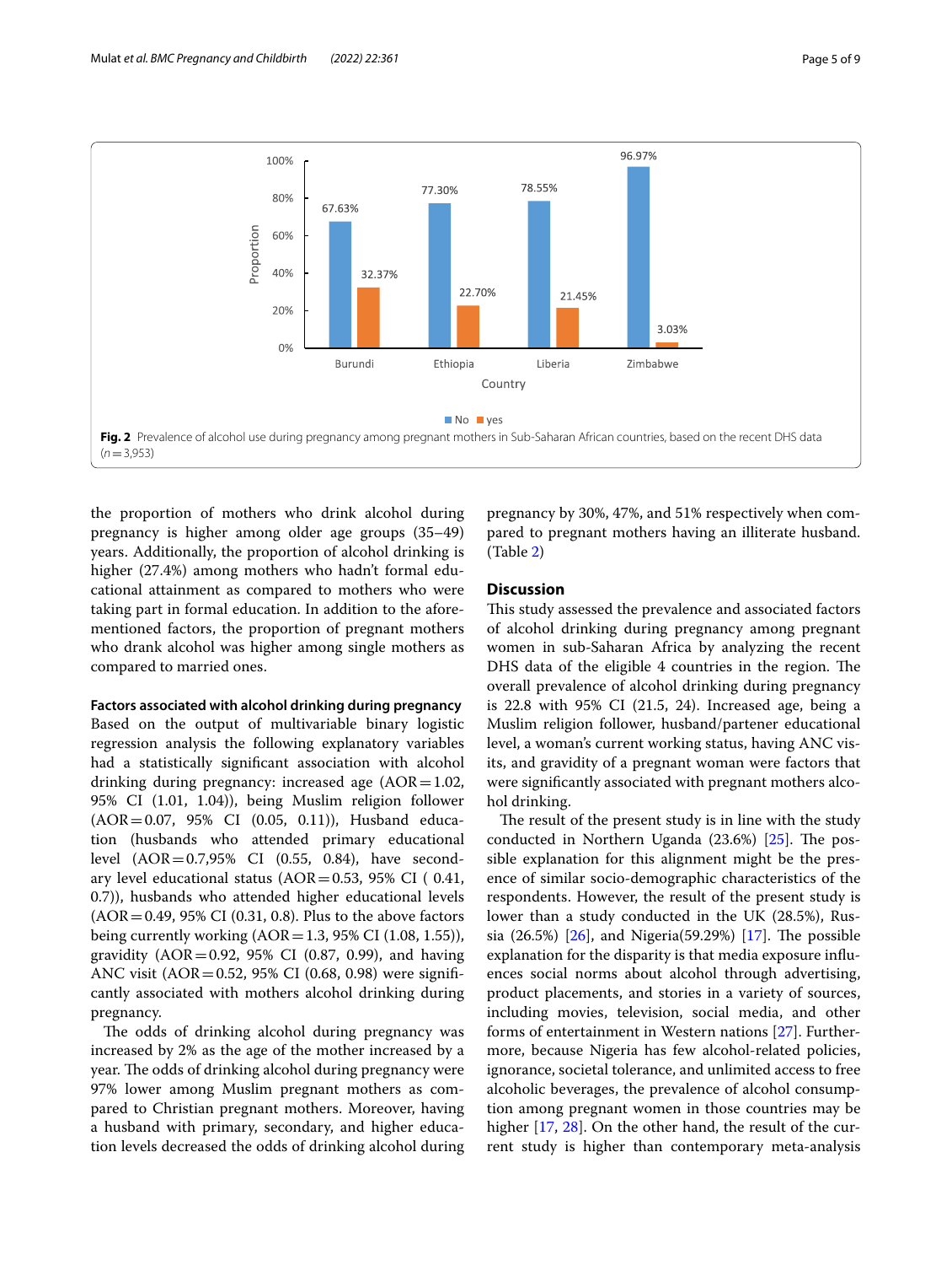Fig. 2 Prevalence of alcohol use during pregnancy among pregnant mothers in Sub-Saharan African countries, based on the recent DHS data ($n = 3{,}953$)

the proportion of mothers who drink alcohol during pregnancy is higher among older age groups (35–49) years. Additionally, the proportion of alcohol drinking is higher (27.4%) among mothers who hadn't formal educational attainment as compared to mothers who were taking part in formal education. In addition to the aforementioned factors, the proportion of pregnant mothers who drank alcohol was higher among single mothers as compared to married ones.

#### Factors associated with alcohol drinking during pregnancy

Based on the output of multivariable binary logistic regression analysis the following explanatory variables had a statistically significant association with alcohol drinking during pregnancy: increased age (AOR = 1.02, 95% CI (1.01, 1.04)), being Muslim religion follower (AOR = 0.07, 95% CI (0.05, 0.11)), Husband education (husbands who attended primary educational level (AOR = 0.7,95% CI (0.55, 0.84), have secondary level educational status (AOR = 0.53, 95% CI ( 0.41, 0.7)), husbands who attended higher educational levels (AOR = 0.49, 95% CI (0.31, 0.8). Plus to the above factors being currently working (AOR = 1.3, 95% CI (1.08, 1.55)), gravidity (AOR = 0.92, 95% CI (0.87, 0.99), and having ANC visit (AOR = 0.52, 95% CI (0.68, 0.98) were significantly associated with mothers alcohol drinking during pregnancy.

The odds of drinking alcohol during pregnancy was increased by 2% as the age of the mother increased by a year. The odds of drinking alcohol during pregnancy were 97% lower among Muslim pregnant mothers as compared to Christian pregnant mothers. Moreover, having a husband with primary, secondary, and higher education levels decreased the odds of drinking alcohol during pregnancy by 30%, 47%, and 51% respectively when compared to pregnant mothers having an illiterate husband. (Table 2)

## Discussion

This study assessed the prevalence and associated factors of alcohol drinking during pregnancy among pregnant women in sub-Saharan Africa by analyzing the recent DHS data of the eligible 4 countries in the region. The overall prevalence of alcohol drinking during pregnancy is 22.8 with 95% CI (21.5, 24). Increased age, being a Muslim religion follower, husband/partener educational level, a woman's current working status, having ANC visits, and gravidity of a pregnant woman were factors that were significantly associated with pregnant mothers alcohol drinking.

The result of the present study is in line with the study conducted in Northern Uganda (23.6%) [25]. The possible explanation for this alignment might be the presence of similar socio-demographic characteristics of the respondents. However, the result of the present study is lower than a study conducted in the UK (28.5%), Russia (26.5%) [26], and Nigeria(59.29%) [17]. The possible explanation for the disparity is that media exposure influences social norms about alcohol through advertising, product placements, and stories in a variety of sources, including movies, television, social media, and other forms of entertainment in Western nations [27]. Furthermore, because Nigeria has few alcohol-related policies, ignorance, societal tolerance, and unlimited access to free alcoholic beverages, the prevalence of alcohol consumption among pregnant women in those countries may be higher [17, 28]. On the other hand, the result of the current study is higher than contemporary meta-analysis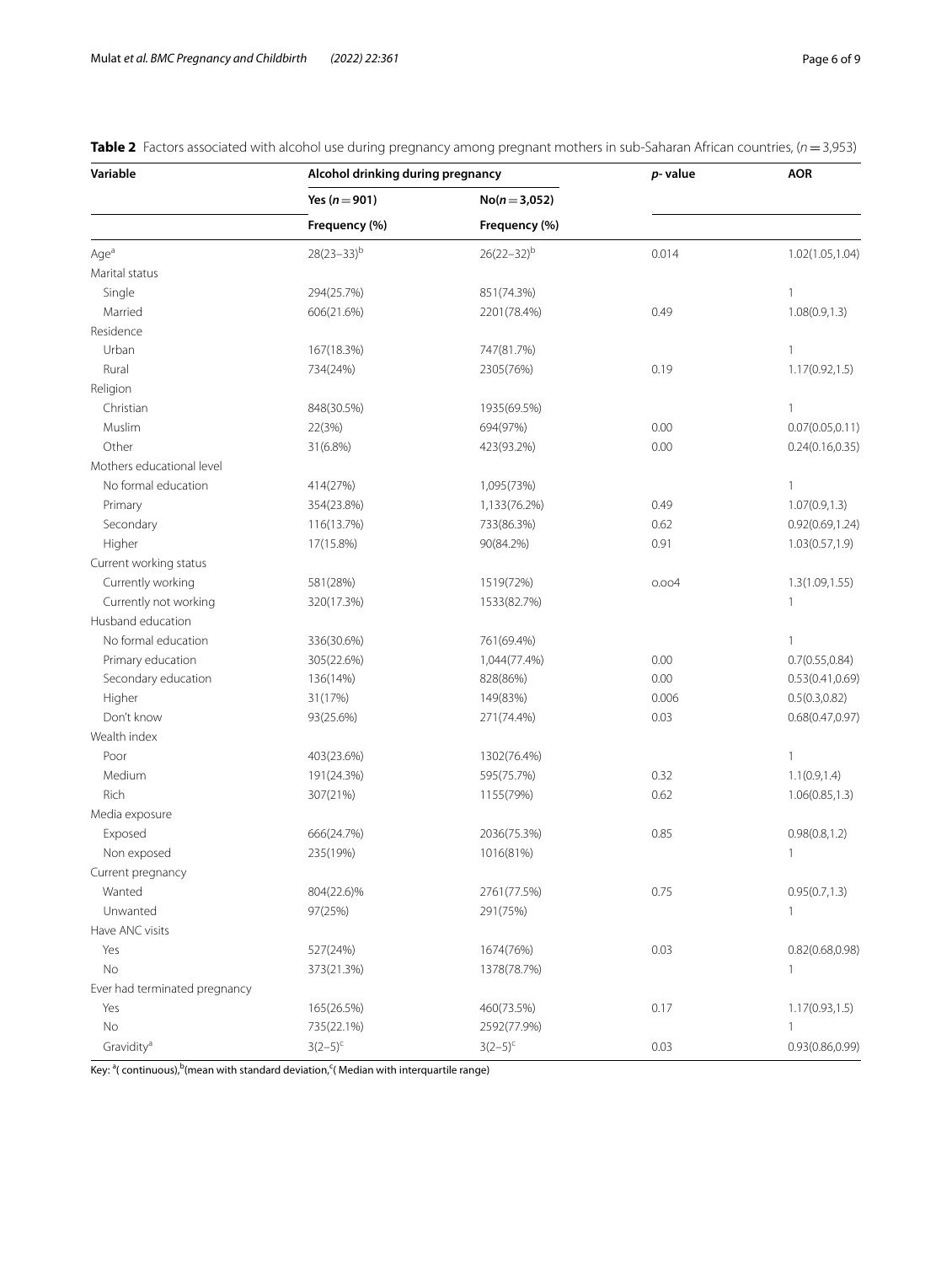**Table 2** Factors associated with alcohol use during pregnancy among pregnant mothers in sub-Saharan African countries, ($n = 3{,}953$)

| Variable | Alcohol drinking during pregnancy | | *p*- value | AOR |
|---|---|---|---|---|
| | Yes ($n = 901$) | No($n = 3{,}052$) | | |
| | Frequency (%) | Frequency (%) | | |
| Age[a] | 28(23–33)[b] | 26(22–32)[b] | 0.014 | 1.02(1.05,1.04) |
| Marital status | | | | |
| Single | 294(25.7%) | 851(74.3%) | | 1 |
| Married | 606(21.6%) | 2201(78.4%) | 0.49 | 1.08(0.9,1.3) |
| Residence | | | | |
| Urban | 167(18.3%) | 747(81.7%) | | 1 |
| Rural | 734(24%) | 2305(76%) | 0.19 | 1.17(0.92,1.5) |
| Religion | | | | |
| Christian | 848(30.5%) | 1935(69.5%) | | 1 |
| Muslim | 22(3%) | 694(97%) | 0.00 | 0.07(0.05,0.11) |
| Other | 31(6.8%) | 423(93.2%) | 0.00 | 0.24(0.16,0.35) |
| Mothers educational level | | | | |
| No formal education | 414(27%) | 1,095(73%) | | 1 |
| Primary | 354(23.8%) | 1,133(76.2%) | 0.49 | 1.07(0.9,1.3) |
| Secondary | 116(13.7%) | 733(86.3%) | 0.62 | 0.92(0.69,1.24) |
| Higher | 17(15.8%) | 90(84.2%) | 0.91 | 1.03(0.57,1.9) |
| Current working status | | | | |
| Currently working | 581(28%) | 1519(72%) | o.oo4 | 1.3(1.09,1.55) |
| Currently not working | 320(17.3%) | 1533(82.7%) | | 1 |
| Husband education | | | | |
| No formal education | 336(30.6%) | 761(69.4%) | | 1 |
| Primary education | 305(22.6%) | 1,044(77.4%) | 0.00 | 0.7(0.55,0.84) |
| Secondary education | 136(14%) | 828(86%) | 0.00 | 0.53(0.41,0.69) |
| Higher | 31(17%) | 149(83%) | 0.006 | 0.5(0.3,0.82) |
| Don't know | 93(25.6%) | 271(74.4%) | 0.03 | 0.68(0.47,0.97) |
| Wealth index | | | | |
| Poor | 403(23.6%) | 1302(76.4%) | | 1 |
| Medium | 191(24.3%) | 595(75.7%) | 0.32 | 1.1(0.9,1.4) |
| Rich | 307(21%) | 1155(79%) | 0.62 | 1.06(0.85,1.3) |
| Media exposure | | | | |
| Exposed | 666(24.7%) | 2036(75.3%) | 0.85 | 0.98(0.8,1.2) |
| Non exposed | 235(19%) | 1016(81%) | | 1 |
| Current pregnancy | | | | |
| Wanted | 804(22.6)% | 2761(77.5%) | 0.75 | 0.95(0.7,1.3) |
| Unwanted | 97(25%) | 291(75%) | | 1 |
| Have ANC visits | | | | |
| Yes | 527(24%) | 1674(76%) | 0.03 | 0.82(0.68,0.98) |
| No | 373(21.3%) | 1378(78.7%) | | 1 |
| Ever had terminated pregnancy | | | | |
| Yes | 165(26.5%) | 460(73.5%) | 0.17 | 1.17(0.93,1.5) |
| No | 735(22.1%) | 2592(77.9%) | | 1 |
| Gravidity[a] | 3(2–5)[c] | 3(2–5)[c] | 0.03 | 0.93(0.86,0.99) |

Key: [a]( continuous),[b](mean with standard deviation,[c]( Median with interquartile range)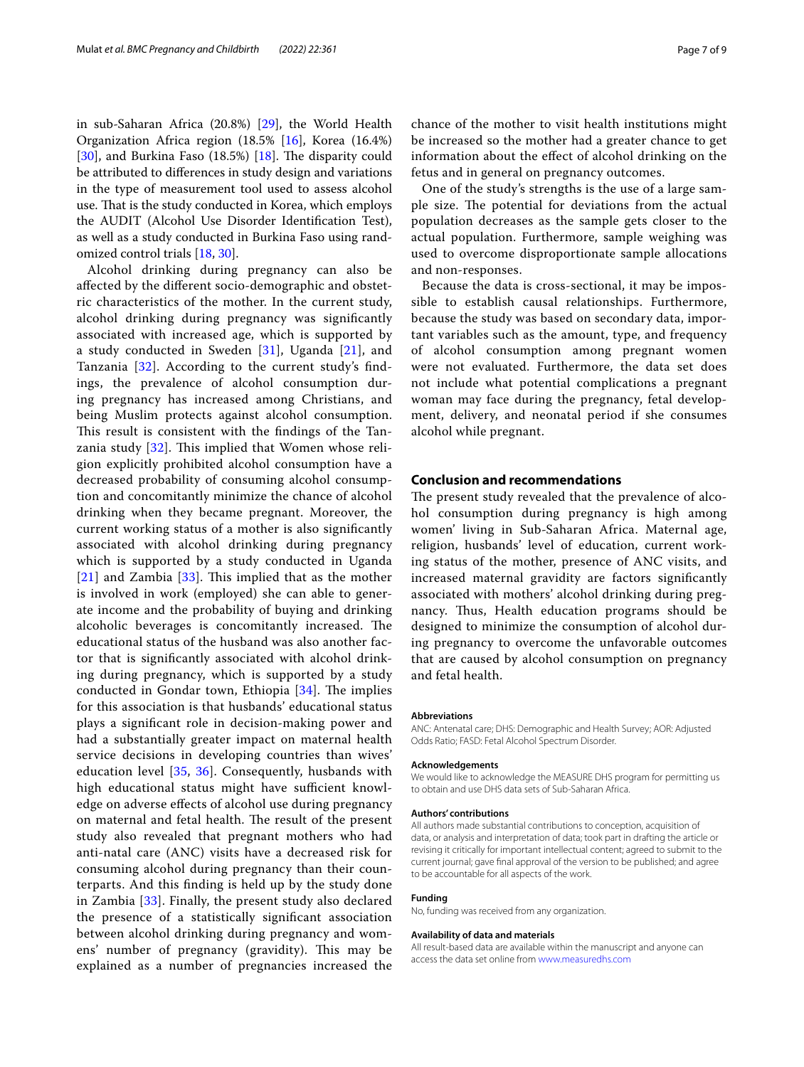in sub-Saharan Africa (20.8%) [29], the World Health Organization Africa region (18.5% [16], Korea (16.4%) [30], and Burkina Faso (18.5%) [18]. The disparity could be attributed to differences in study design and variations in the type of measurement tool used to assess alcohol use. That is the study conducted in Korea, which employs the AUDIT (Alcohol Use Disorder Identification Test), as well as a study conducted in Burkina Faso using randomized control trials [18, 30].

Alcohol drinking during pregnancy can also be affected by the different socio-demographic and obstetric characteristics of the mother. In the current study, alcohol drinking during pregnancy was significantly associated with increased age, which is supported by a study conducted in Sweden [31], Uganda [21], and Tanzania [32]. According to the current study's findings, the prevalence of alcohol consumption during pregnancy has increased among Christians, and being Muslim protects against alcohol consumption. This result is consistent with the findings of the Tanzania study [32]. This implied that Women whose religion explicitly prohibited alcohol consumption have a decreased probability of consuming alcohol consumption and concomitantly minimize the chance of alcohol drinking when they became pregnant. Moreover, the current working status of a mother is also significantly associated with alcohol drinking during pregnancy which is supported by a study conducted in Uganda [21] and Zambia [33]. This implied that as the mother is involved in work (employed) she can able to generate income and the probability of buying and drinking alcoholic beverages is concomitantly increased. The educational status of the husband was also another factor that is significantly associated with alcohol drinking during pregnancy, which is supported by a study conducted in Gondar town, Ethiopia [34]. The implies for this association is that husbands' educational status plays a significant role in decision-making power and had a substantially greater impact on maternal health service decisions in developing countries than wives' education level [35, 36]. Consequently, husbands with high educational status might have sufficient knowledge on adverse effects of alcohol use during pregnancy on maternal and fetal health. The result of the present study also revealed that pregnant mothers who had anti-natal care (ANC) visits have a decreased risk for consuming alcohol during pregnancy than their counterparts. And this finding is held up by the study done in Zambia [33]. Finally, the present study also declared the presence of a statistically significant association between alcohol drinking during pregnancy and womens' number of pregnancy (gravidity). This may be explained as a number of pregnancies increased the chance of the mother to visit health institutions might be increased so the mother had a greater chance to get information about the effect of alcohol drinking on the fetus and in general on pregnancy outcomes.

One of the study's strengths is the use of a large sample size. The potential for deviations from the actual population decreases as the sample gets closer to the actual population. Furthermore, sample weighing was used to overcome disproportionate sample allocations and non-responses.

Because the data is cross-sectional, it may be impossible to establish causal relationships. Furthermore, because the study was based on secondary data, important variables such as the amount, type, and frequency of alcohol consumption among pregnant women were not evaluated. Furthermore, the data set does not include what potential complications a pregnant woman may face during the pregnancy, fetal development, delivery, and neonatal period if she consumes alcohol while pregnant.

## Conclusion and recommendations

The present study revealed that the prevalence of alcohol consumption during pregnancy is high among women' living in Sub-Saharan Africa. Maternal age, religion, husbands' level of education, current working status of the mother, presence of ANC visits, and increased maternal gravidity are factors significantly associated with mothers' alcohol drinking during pregnancy. Thus, Health education programs should be designed to minimize the consumption of alcohol during pregnancy to overcome the unfavorable outcomes that are caused by alcohol consumption on pregnancy and fetal health.

#### Abbreviations

ANC: Antenatal care; DHS: Demographic and Health Survey; AOR: Adjusted Odds Ratio; FASD: Fetal Alcohol Spectrum Disorder.

#### Acknowledgements

We would like to acknowledge the MEASURE DHS program for permitting us to obtain and use DHS data sets of Sub-Saharan Africa.

#### Authors' contributions

All authors made substantial contributions to conception, acquisition of data, or analysis and interpretation of data; took part in drafting the article or revising it critically for important intellectual content; agreed to submit to the current journal; gave final approval of the version to be published; and agree to be accountable for all aspects of the work.

#### Funding

No, funding was received from any organization.

#### Availability of data and materials

All result-based data are available within the manuscript and anyone can access the data set online from www.measuredhs.com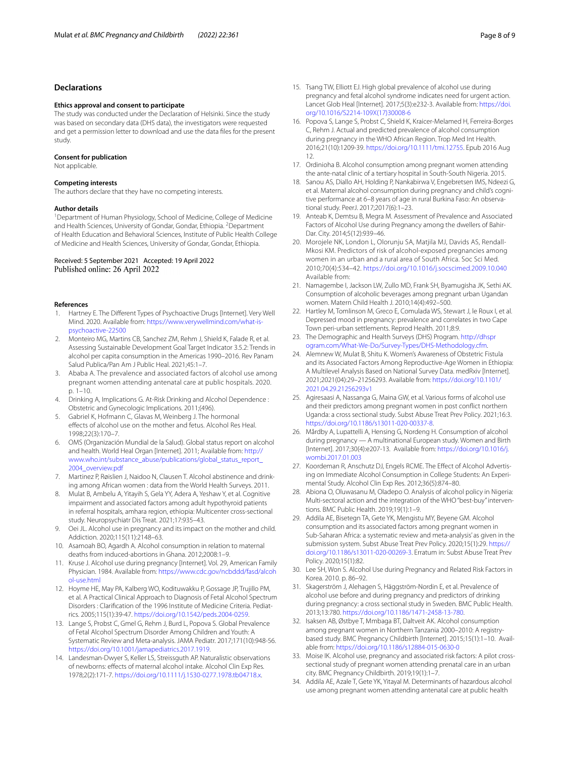## Declarations

### Ethics approval and consent to participate

The study was conducted under the Declaration of Helsinki. Since the study was based on secondary data (DHS data), the investigators were requested and get a permission letter to download and use the data files for the present study.

### Consent for publication

Not applicable.

### Competing interests

The authors declare that they have no competing interests.

### Author details

[1]Department of Human Physiology, School of Medicine, College of Medicine and Health Sciences, University of Gondar, Gondar, Ethiopia. [2]Department of Health Education and Behavioral Sciences, Institute of Public Health College of Medicine and Health Sciences, University of Gondar, Gondar, Ethiopia.

Received: 5 September 2021 Accepted: 19 April 2022
Published online: 26 April 2022

### References

1. Hartney E. The Different Types of Psychoactive Drugs [Internet]. Very Well Mind. 2020. Available from: https://www.verywellmind.com/what-is-psychoactive-22500
2. Monteiro MG, Martins CB, Sanchez ZM, Rehm J, Shield K, Falade R, et al. Assessing Sustainable Development Goal Target Indicator 3.5.2: Trends in alcohol per capita consumption in the Americas 1990–2016. Rev Panam Salud Publica/Pan Am J Public Heal. 2021;45:1–7.
3. Ababa A. The prevalence and associated factors of alcohol use among pregnant women attending antenatal care at public hospitals. 2020. p. 1–10.
4. Drinking A, Implications G. At-Risk Drinking and Alcohol Dependence : Obstetric and Gynecologic Implications. 2011;(496).
5. Gabriel K, Hofmann C, Glavas M, Weinberg J. The hormonal effects of alcohol use on the mother and fetus. Alcohol Res Heal. 1998;22(3):170–7.
6. OMS (Organización Mundial de la Salud). Global status report on alcohol and health. World Heal Organ [Internet]. 2011; Available from: http://www.who.int/substance_abuse/publications/global_status_report_2004_overview.pdf
7. Martinez P, Røislien J, Naidoo N, Clausen T. Alcohol abstinence and drinking among African women : data from the World Health Surveys. 2011.
8. Mulat B, Ambelu A, Yitayih S, Gela YY, Adera A, Yeshaw Y, et al. Cognitive impairment and associated factors among adult hypothyroid patients in referral hospitals, amhara region, ethiopia: Multicenter cross-sectional study. Neuropsychiatr Dis Treat. 2021;17:935–43.
9. Oei JL. Alcohol use in pregnancy and its impact on the mother and child. Addiction. 2020;115(11):2148–63.
10. Asamoah BO, Agardh A. Alcohol consumption in relation to maternal deaths from induced-abortions in Ghana. 2012;2008:1–9.
11. Kruse J. Alcohol use during pregnancy [Internet]. Vol. 29, American Family Physician. 1984. Available from: https://www.cdc.gov/ncbddd/fasd/alcohol-use.html
12. Hoyme HE, May PA, Kalberg WO, Kodituwakku P, Gossage JP, Trujillo PM, et al. A Practical Clinical Approach to Diagnosis of Fetal Alcohol Spectrum Disorders : Clarification of the 1996 Institute of Medicine Criteria. Pediatrics. 2005;115(1):39-47. https://doi.org/10.1542/peds.2004-0259.
13. Lange S, Probst C, Gmel G, Rehm J, Burd L, Popova S. Global Prevalence of Fetal Alcohol Spectrum Disorder Among Children and Youth: A Systematic Review and Meta-analysis. JAMA Pediatr. 2017;171(10):948-56. https://doi.org/10.1001/jamapediatrics.2017.1919.
14. Landesman-Dwyer S, Keller LS, Streissguth AP. Naturalistic observations of newborns: effects of maternal alcohol intake. Alcohol Clin Exp Res. 1978;2(2):171-7. https://doi.org/10.1111/j.1530-0277.1978.tb04718.x.
15. Tsang TW, Elliott EJ. High global prevalence of alcohol use during pregnancy and fetal alcohol syndrome indicates need for urgent action. Lancet Glob Heal [Internet]. 2017;5(3):e232-3. Available from: https://doi.org/10.1016/S2214-109X(17)30008-6
16. Popova S, Lange S, Probst C, Shield K, Kraicer-Melamed H, Ferreira-Borges C, Rehm J. Actual and predicted prevalence of alcohol consumption during pregnancy in the WHO African Region. Trop Med Int Health. 2016;21(10):1209-39. https://doi.org/10.1111/tmi.12755. Epub 2016 Aug 12.
17. Ordinioha B. Alcohol consumption among pregnant women attending the ante-natal clinic of a tertiary hospital in South-South Nigeria. 2015.
18. Sanou AS, Diallo AH, Holding P, Nankabirwa V, Engebretsen IMS, Ndeezi G, et al. Maternal alcohol consumption during pregnancy and child's cognitive performance at 6–8 years of age in rural Burkina Faso: An observational study. PeerJ. 2017;2017(6):1–23.
19. Anteab K, Demtsu B, Megra M. Assessment of Prevalence and Associated Factors of Alcohol Use during Pregnancy among the dwellers of Bahir-Dar. City. 2014;5(12):939–46.
20. Morojele NK, London L, Olorunju SA, Matjila MJ, Davids AS, Rendall-Mkosi KM. Predictors of risk of alcohol-exposed pregnancies among women in an urban and a rural area of South Africa. Soc Sci Med. 2010;70(4):534–42. https://doi.org/10.1016/j.socscimed.2009.10.040 Available from:
21. Namagembe I, Jackson LW, Zullo MD, Frank SH, Byamugisha JK, Sethi AK. Consumption of alcoholic beverages among pregnant urban Ugandan women. Matern Child Health J. 2010;14(4):492–500.
22. Hartley M, Tomlinson M, Greco E, Comulada WS, Stewart J, le Roux I, et al. Depressed mood in pregnancy: prevalence and correlates in two Cape Town peri-urban settlements. Reprod Health. 2011;8:9.
23. The Demographic and Health Surveys (DHS) Program. http://dhsprogram.com/What-We-Do/Survey-Types/DHS-Methodology.cfm.
24. Alemnew W, Mulat B, Shitu K. Women's Awareness of Obstetric Fistula and its Associated Factors Among Reproductive-Age Women in Ethiopia: A Multilevel Analysis Based on National Survey Data. medRxiv [Internet]. 2021;2021(04):29–21256293. Available from: https://doi.org/10.1101/2021.04.29.21256293v1
25. Agiresaasi A, Nassanga G, Maina GW, et al. Various forms of alcohol use and their predictors among pregnant women in post conflict northern Uganda: a cross sectional study. Subst Abuse Treat Prev Policy. 2021;16:3. https://doi.org/10.1186/s13011-020-00337-8.
26. Mårdby A, Lupattelli A, Hensing G, Nordeng H. Consumption of alcohol during pregnancy — A multinational European study. Women and Birth [Internet]. 2017;30(4):e207-13. Available from: https://doi.org/10.1016/j.wombi.2017.01.003
27. Koordeman R, Anschutz DJ, Engels RCME. The Effect of Alcohol Advertising on Immediate Alcohol Consumption in College Students: An Experimental Study. Alcohol Clin Exp Res. 2012;36(5):874–80.
28. Abiona O, Oluwasanu M, Oladepo O. Analysis of alcohol policy in Nigeria: Multi-sectoral action and the integration of the WHO "best-buy" interventions. BMC Public Health. 2019;19(1):1–9.
29. Addila AE, Bisetegn TA, Gete YK, Mengistu MY, Beyene GM. Alcohol consumption and its associated factors among pregnant women in Sub-Saharan Africa: a systematic review and meta-analysis' as given in the submission system. Subst Abuse Treat Prev Policy. 2020;15(1):29. https://doi.org/10.1186/s13011-020-00269-3. Erratum in: Subst Abuse Treat Prev Policy. 2020;15(1):82.
30. Lee SH, Won S. Alcohol Use during Pregnancy and Related Risk Factors in Korea. 2010. p. 86–92.
31. Skagerström J, Alehagen S, Häggström-Nordin E, et al. Prevalence of alcohol use before and during pregnancy and predictors of drinking during pregnancy: a cross sectional study in Sweden. BMC Public Health. 2013;13:780. https://doi.org/10.1186/1471-2458-13-780.
32. Isaksen AB, Østbye T, Mmbaga BT, Daltveit AK. Alcohol consumption among pregnant women in Northern Tanzania 2000–2010: A registry-based study. BMC Pregnancy Childbirth [Internet]. 2015;15(1):1–10. Available from: https://doi.org/10.1186/s12884-015-0630-0
33. Moise IK. Alcohol use, pregnancy and associated risk factors: A pilot cross-sectional study of pregnant women attending prenatal care in an urban city. BMC Pregnancy Childbirth. 2019;19(1):1–7.
34. Addila AE, Azale T, Gete YK, Yitayal M. Determinants of hazardous alcohol use among pregnant women attending antenatal care at public health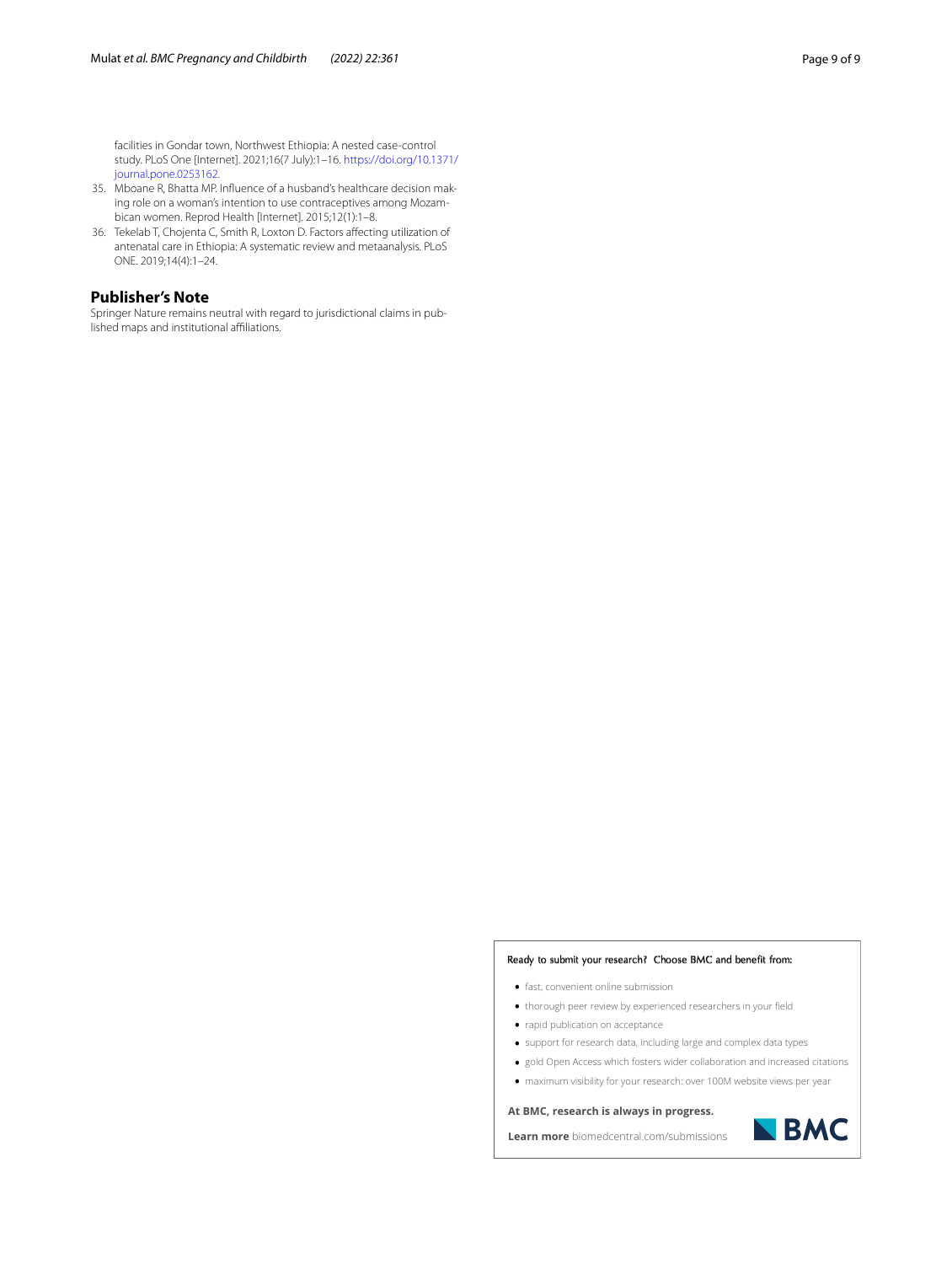facilities in Gondar town, Northwest Ethiopia: A nested case-control study. PLoS One [Internet]. 2021;16(7 July):1–16. https://doi.org/10.1371/journal.pone.0253162.

35. Mboane R, Bhatta MP. Influence of a husband's healthcare decision making role on a woman's intention to use contraceptives among Mozambican women. Reprod Health [Internet]. 2015;12(1):1–8.
36. Tekelab T, Chojenta C, Smith R, Loxton D. Factors affecting utilization of antenatal care in Ethiopia: A systematic review and metaanalysis. PLoS ONE. 2019;14(4):1–24.

## Publisher's Note

Springer Nature remains neutral with regard to jurisdictional claims in published maps and institutional affiliations.

Ready to submit your research? Choose BMC and benefit from:

- fast, convenient online submission
- thorough peer review by experienced researchers in your field
- rapid publication on acceptance
- support for research data, including large and complex data types
- gold Open Access which fosters wider collaboration and increased citations
- maximum visibility for your research: over 100M website views per year

**At BMC, research is always in progress.**

**Learn more** biomedcentral.com/submissions

BMC